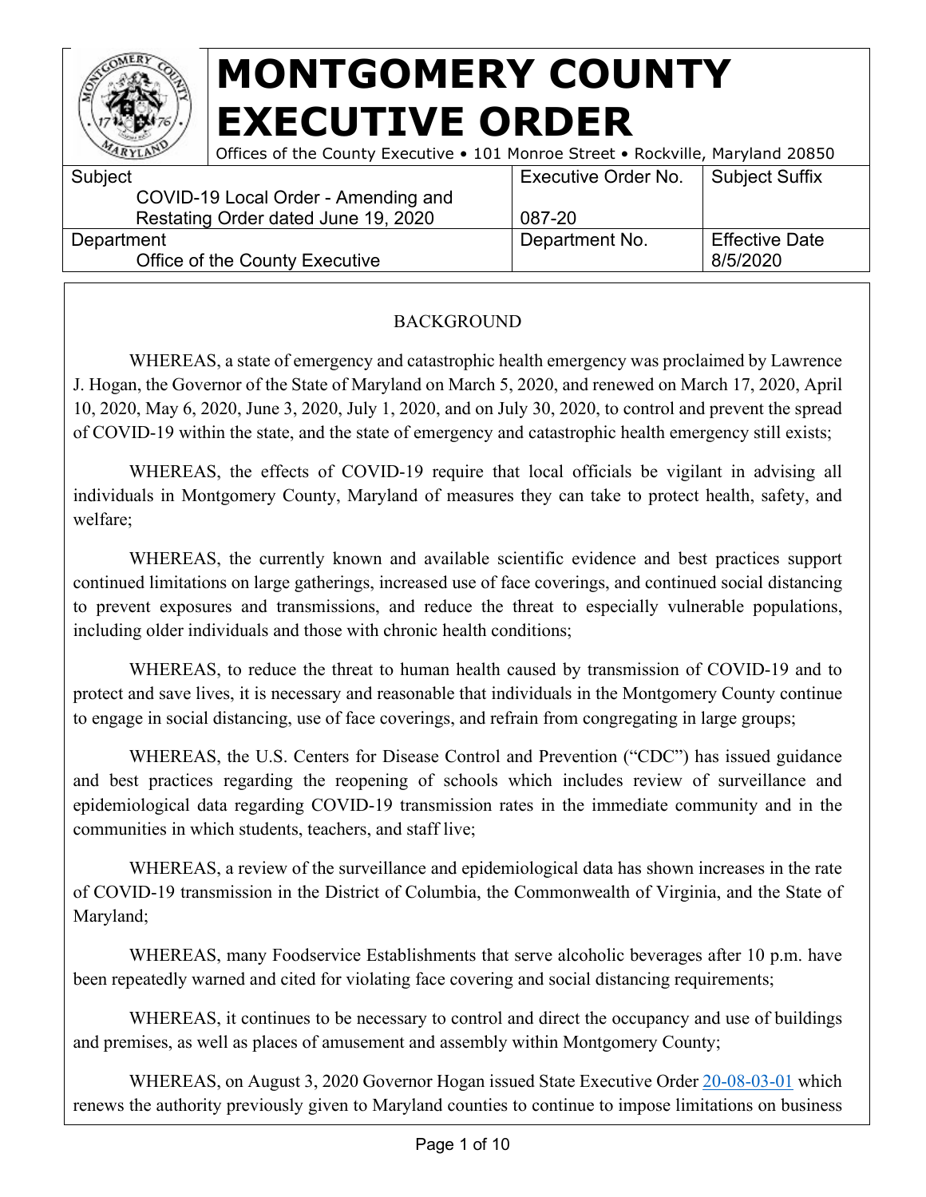# MONTGOMERY COUNTY EXECUTIVE ORDER

Offices of the County Executive • 101 Monroe Street • Rockville, Maryland 20850

| Subject | Executive Order No. | Subject Suffix |
|---|---|---|
| COVID-19 Local Order - Amending and Restating Order dated June 19, 2020 | 087-20 | |
| **Department** | **Department No.** | **Effective Date** |
| Office of the County Executive | | 8/5/2020 |

## BACKGROUND

WHEREAS, a state of emergency and catastrophic health emergency was proclaimed by Lawrence J. Hogan, the Governor of the State of Maryland on March 5, 2020, and renewed on March 17, 2020, April 10, 2020, May 6, 2020, June 3, 2020, July 1, 2020, and on July 30, 2020, to control and prevent the spread of COVID-19 within the state, and the state of emergency and catastrophic health emergency still exists;

WHEREAS, the effects of COVID-19 require that local officials be vigilant in advising all individuals in Montgomery County, Maryland of measures they can take to protect health, safety, and welfare;

WHEREAS, the currently known and available scientific evidence and best practices support continued limitations on large gatherings, increased use of face coverings, and continued social distancing to prevent exposures and transmissions, and reduce the threat to especially vulnerable populations, including older individuals and those with chronic health conditions;

WHEREAS, to reduce the threat to human health caused by transmission of COVID-19 and to protect and save lives, it is necessary and reasonable that individuals in the Montgomery County continue to engage in social distancing, use of face coverings, and refrain from congregating in large groups;

WHEREAS, the U.S. Centers for Disease Control and Prevention ("CDC") has issued guidance and best practices regarding the reopening of schools which includes review of surveillance and epidemiological data regarding COVID-19 transmission rates in the immediate community and in the communities in which students, teachers, and staff live;

WHEREAS, a review of the surveillance and epidemiological data has shown increases in the rate of COVID-19 transmission in the District of Columbia, the Commonwealth of Virginia, and the State of Maryland;

WHEREAS, many Foodservice Establishments that serve alcoholic beverages after 10 p.m. have been repeatedly warned and cited for violating face covering and social distancing requirements;

WHEREAS, it continues to be necessary to control and direct the occupancy and use of buildings and premises, as well as places of amusement and assembly within Montgomery County;

WHEREAS, on August 3, 2020 Governor Hogan issued State Executive Order 20-08-03-01 which renews the authority previously given to Maryland counties to continue to impose limitations on business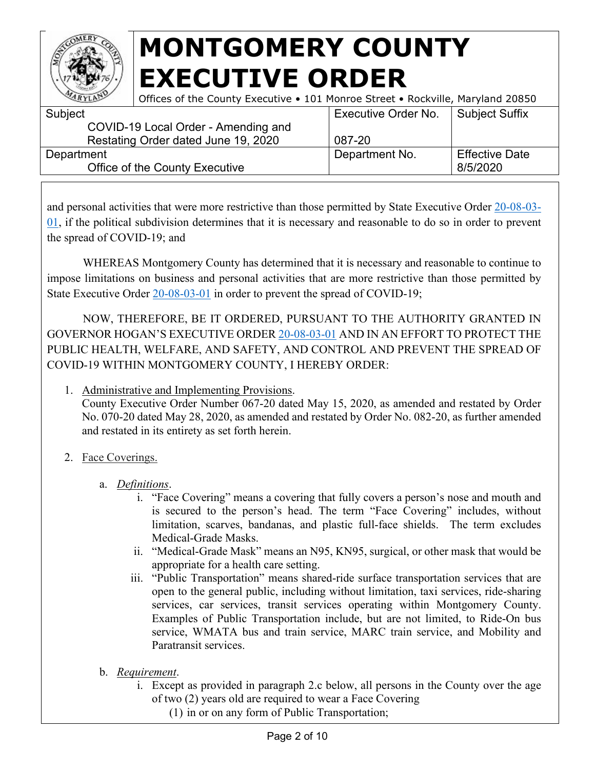and personal activities that were more restrictive than those permitted by State Executive Order 20-08-03-01, if the political subdivision determines that it is necessary and reasonable to do so in order to prevent the spread of COVID-19; and

WHEREAS Montgomery County has determined that it is necessary and reasonable to continue to impose limitations on business and personal activities that are more restrictive than those permitted by State Executive Order 20-08-03-01 in order to prevent the spread of COVID-19;

NOW, THEREFORE, BE IT ORDERED, PURSUANT TO THE AUTHORITY GRANTED IN GOVERNOR HOGAN'S EXECUTIVE ORDER 20-08-03-01 AND IN AN EFFORT TO PROTECT THE PUBLIC HEALTH, WELFARE, AND SAFETY, AND CONTROL AND PREVENT THE SPREAD OF COVID-19 WITHIN MONTGOMERY COUNTY, I HEREBY ORDER:

1. Administrative and Implementing Provisions.
   County Executive Order Number 067-20 dated May 15, 2020, as amended and restated by Order No. 070-20 dated May 28, 2020, as amended and restated by Order No. 082-20, as further amended and restated in its entirety as set forth herein.

2. Face Coverings.

   a. *Definitions*.
      i. "Face Covering" means a covering that fully covers a person's nose and mouth and is secured to the person's head. The term "Face Covering" includes, without limitation, scarves, bandanas, and plastic full-face shields. The term excludes Medical-Grade Masks.
      ii. "Medical-Grade Mask" means an N95, KN95, surgical, or other mask that would be appropriate for a health care setting.
      iii. "Public Transportation" means shared-ride surface transportation services that are open to the general public, including without limitation, taxi services, ride-sharing services, car services, transit services operating within Montgomery County. Examples of Public Transportation include, but are not limited, to Ride-On bus service, WMATA bus and train service, MARC train service, and Mobility and Paratransit services.

   b. *Requirement*.
      i. Except as provided in paragraph 2.c below, all persons in the County over the age of two (2) years old are required to wear a Face Covering
         (1) in or on any form of Public Transportation;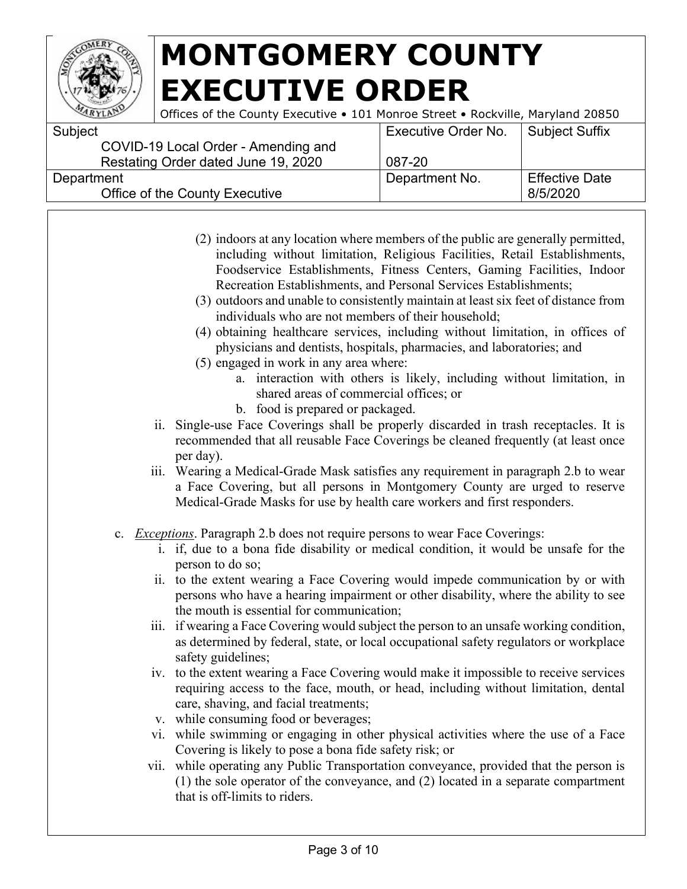| Subject | Executive Order No. | Subject Suffix |
| --- | --- | --- |
| COVID-19 Local Order - Amending and Restating Order dated June 19, 2020 | 087-20 | |
| Department | Department No. | Effective Date |
| Office of the County Executive | | 8/5/2020 |

(2) indoors at any location where members of the public are generally permitted, including without limitation, Religious Facilities, Retail Establishments, Foodservice Establishments, Fitness Centers, Gaming Facilities, Indoor Recreation Establishments, and Personal Services Establishments;

(3) outdoors and unable to consistently maintain at least six feet of distance from individuals who are not members of their household;

(4) obtaining healthcare services, including without limitation, in offices of physicians and dentists, hospitals, pharmacies, and laboratories; and

(5) engaged in work in any area where:

   a. interaction with others is likely, including without limitation, in shared areas of commercial offices; or
   b. food is prepared or packaged.

ii. Single-use Face Coverings shall be properly discarded in trash receptacles. It is recommended that all reusable Face Coverings be cleaned frequently (at least once per day).

iii. Wearing a Medical-Grade Mask satisfies any requirement in paragraph 2.b to wear a Face Covering, but all persons in Montgomery County are urged to reserve Medical-Grade Masks for use by health care workers and first responders.

c. *Exceptions*. Paragraph 2.b does not require persons to wear Face Coverings:

i. if, due to a bona fide disability or medical condition, it would be unsafe for the person to do so;

ii. to the extent wearing a Face Covering would impede communication by or with persons who have a hearing impairment or other disability, where the ability to see the mouth is essential for communication;

iii. if wearing a Face Covering would subject the person to an unsafe working condition, as determined by federal, state, or local occupational safety regulators or workplace safety guidelines;

iv. to the extent wearing a Face Covering would make it impossible to receive services requiring access to the face, mouth, or head, including without limitation, dental care, shaving, and facial treatments;

v. while consuming food or beverages;

vi. while swimming or engaging in other physical activities where the use of a Face Covering is likely to pose a bona fide safety risk; or

vii. while operating any Public Transportation conveyance, provided that the person is (1) the sole operator of the conveyance, and (2) located in a separate compartment that is off-limits to riders.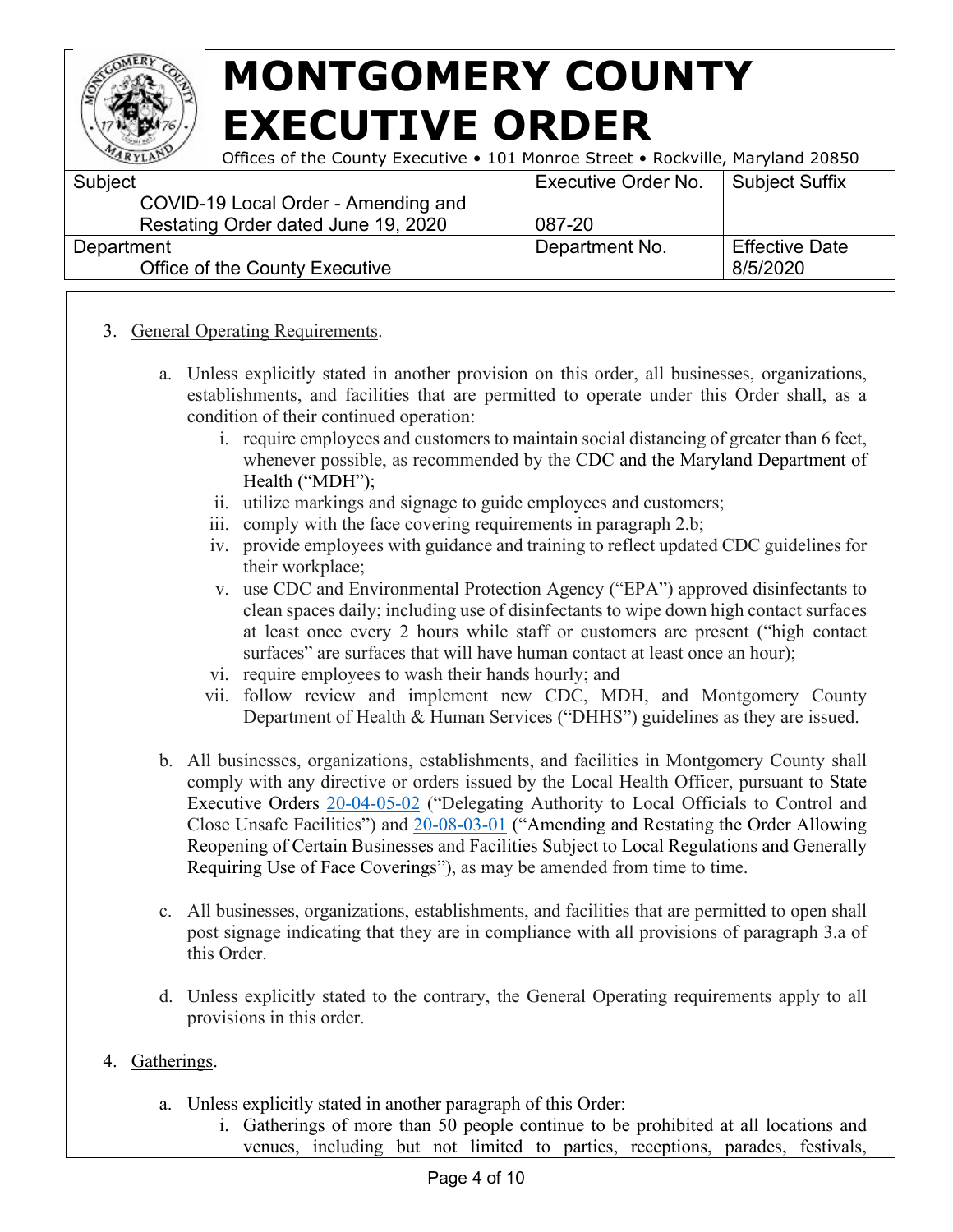3. General Operating Requirements.

   a. Unless explicitly stated in another provision on this order, all businesses, organizations, establishments, and facilities that are permitted to operate under this Order shall, as a condition of their continued operation:

      i. require employees and customers to maintain social distancing of greater than 6 feet, whenever possible, as recommended by the CDC and the Maryland Department of Health ("MDH");

      ii. utilize markings and signage to guide employees and customers;

      iii. comply with the face covering requirements in paragraph 2.b;

      iv. provide employees with guidance and training to reflect updated CDC guidelines for their workplace;

      v. use CDC and Environmental Protection Agency ("EPA") approved disinfectants to clean spaces daily; including use of disinfectants to wipe down high contact surfaces at least once every 2 hours while staff or customers are present ("high contact surfaces" are surfaces that will have human contact at least once an hour);

      vi. require employees to wash their hands hourly; and

      vii. follow review and implement new CDC, MDH, and Montgomery County Department of Health & Human Services ("DHHS") guidelines as they are issued.

   b. All businesses, organizations, establishments, and facilities in Montgomery County shall comply with any directive or orders issued by the Local Health Officer, pursuant to State Executive Orders 20-04-05-02 ("Delegating Authority to Local Officials to Control and Close Unsafe Facilities") and 20-08-03-01 ("Amending and Restating the Order Allowing Reopening of Certain Businesses and Facilities Subject to Local Regulations and Generally Requiring Use of Face Coverings"), as may be amended from time to time.

   c. All businesses, organizations, establishments, and facilities that are permitted to open shall post signage indicating that they are in compliance with all provisions of paragraph 3.a of this Order.

   d. Unless explicitly stated to the contrary, the General Operating requirements apply to all provisions in this order.

4. Gatherings.

   a. Unless explicitly stated in another paragraph of this Order:

      i. Gatherings of more than 50 people continue to be prohibited at all locations and venues, including but not limited to parties, receptions, parades, festivals,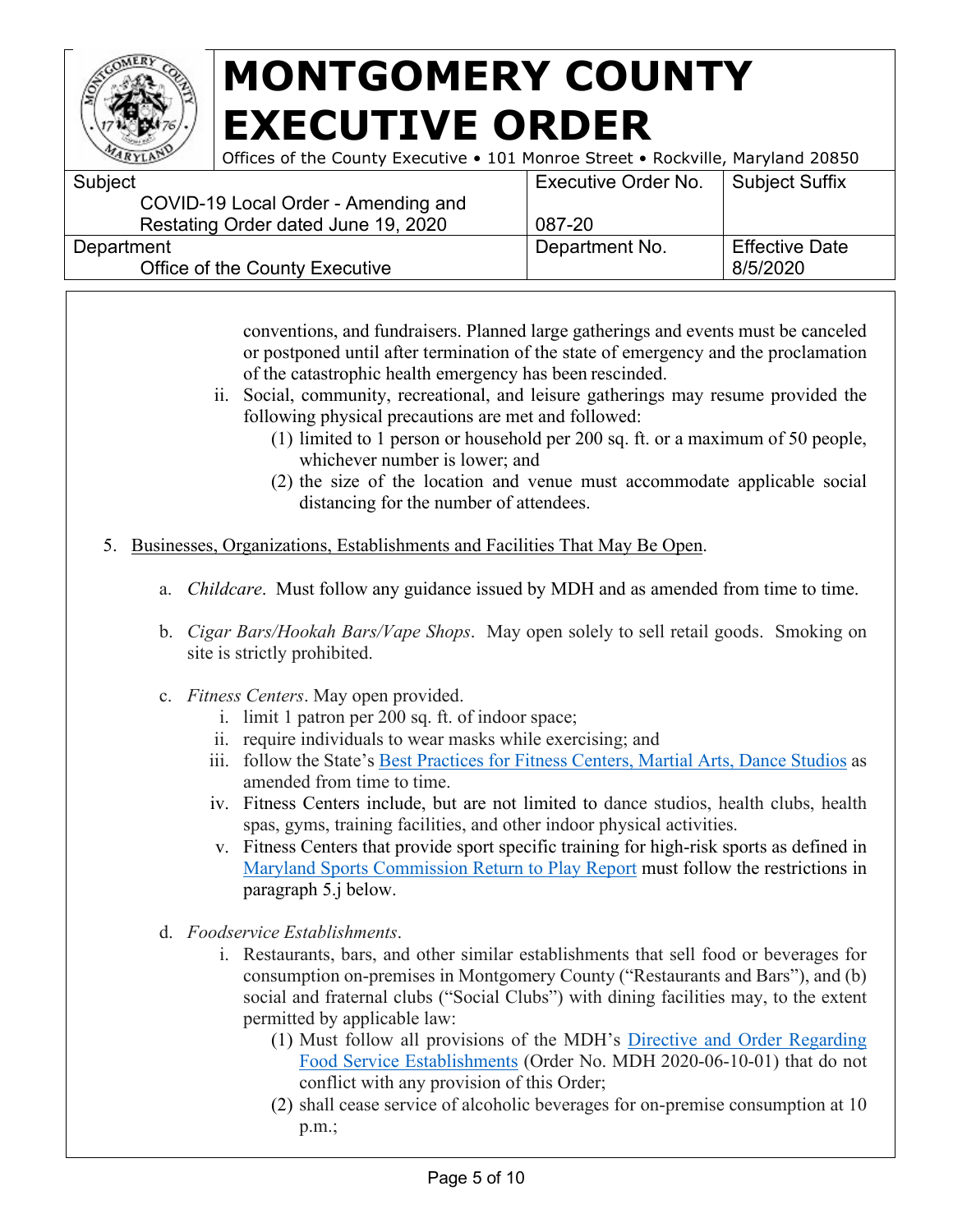conventions, and fundraisers. Planned large gatherings and events must be canceled or postponed until after termination of the state of emergency and the proclamation of the catastrophic health emergency has been rescinded.

ii. Social, community, recreational, and leisure gatherings may resume provided the following physical precautions are met and followed:
   (1) limited to 1 person or household per 200 sq. ft. or a maximum of 50 people, whichever number is lower; and
   (2) the size of the location and venue must accommodate applicable social distancing for the number of attendees.

5. Businesses, Organizations, Establishments and Facilities That May Be Open.

   a. *Childcare*. Must follow any guidance issued by MDH and as amended from time to time.

   b. *Cigar Bars/Hookah Bars/Vape Shops*. May open solely to sell retail goods. Smoking on site is strictly prohibited.

   c. *Fitness Centers*. May open provided.
      i. limit 1 patron per 200 sq. ft. of indoor space;
      ii. require individuals to wear masks while exercising; and
      iii. follow the State's Best Practices for Fitness Centers, Martial Arts, Dance Studios as amended from time to time.
      iv. Fitness Centers include, but are not limited to dance studios, health clubs, health spas, gyms, training facilities, and other indoor physical activities.
      v. Fitness Centers that provide sport specific training for high-risk sports as defined in Maryland Sports Commission Return to Play Report must follow the restrictions in paragraph 5.j below.

   d. *Foodservice Establishments*.
      i. Restaurants, bars, and other similar establishments that sell food or beverages for consumption on-premises in Montgomery County ("Restaurants and Bars"), and (b) social and fraternal clubs ("Social Clubs") with dining facilities may, to the extent permitted by applicable law:
         (1) Must follow all provisions of the MDH's Directive and Order Regarding Food Service Establishments (Order No. MDH 2020-06-10-01) that do not conflict with any provision of this Order;
         (2) shall cease service of alcoholic beverages for on-premise consumption at 10 p.m.;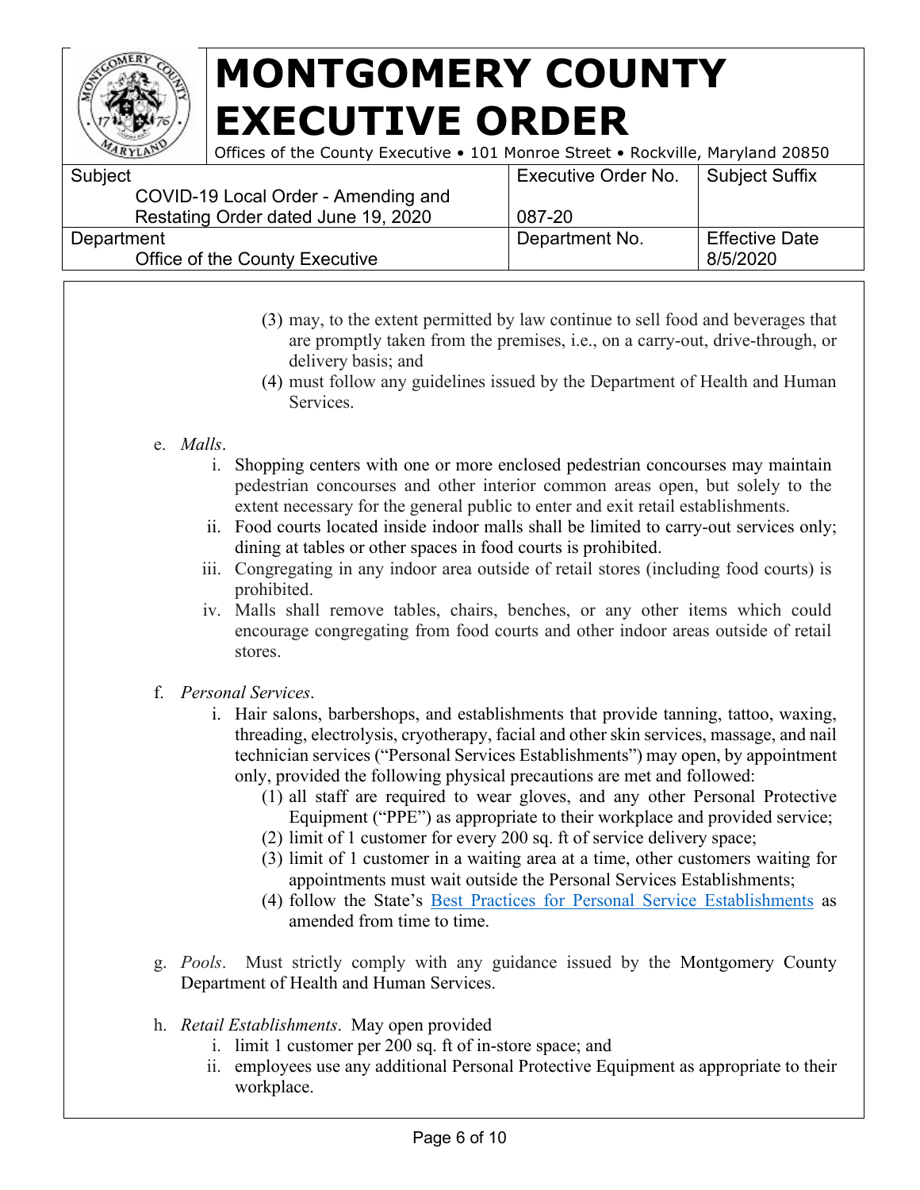(3) may, to the extent permitted by law continue to sell food and beverages that are promptly taken from the premises, i.e., on a carry-out, drive-through, or delivery basis; and

(4) must follow any guidelines issued by the Department of Health and Human Services.

e. *Malls*.

  i. Shopping centers with one or more enclosed pedestrian concourses may maintain pedestrian concourses and other interior common areas open, but solely to the extent necessary for the general public to enter and exit retail establishments.

  ii. Food courts located inside indoor malls shall be limited to carry-out services only; dining at tables or other spaces in food courts is prohibited.

  iii. Congregating in any indoor area outside of retail stores (including food courts) is prohibited.

  iv. Malls shall remove tables, chairs, benches, or any other items which could encourage congregating from food courts and other indoor areas outside of retail stores.

f. *Personal Services*.

  i. Hair salons, barbershops, and establishments that provide tanning, tattoo, waxing, threading, electrolysis, cryotherapy, facial and other skin services, massage, and nail technician services ("Personal Services Establishments") may open, by appointment only, provided the following physical precautions are met and followed:

    (1) all staff are required to wear gloves, and any other Personal Protective Equipment ("PPE") as appropriate to their workplace and provided service;

    (2) limit of 1 customer for every 200 sq. ft of service delivery space;

    (3) limit of 1 customer in a waiting area at a time, other customers waiting for appointments must wait outside the Personal Services Establishments;

    (4) follow the State's Best Practices for Personal Service Establishments as amended from time to time.

g. *Pools*. Must strictly comply with any guidance issued by the Montgomery County Department of Health and Human Services.

h. *Retail Establishments*. May open provided

  i. limit 1 customer per 200 sq. ft. of in-store space; and

  ii. employees use any additional Personal Protective Equipment as appropriate to their workplace.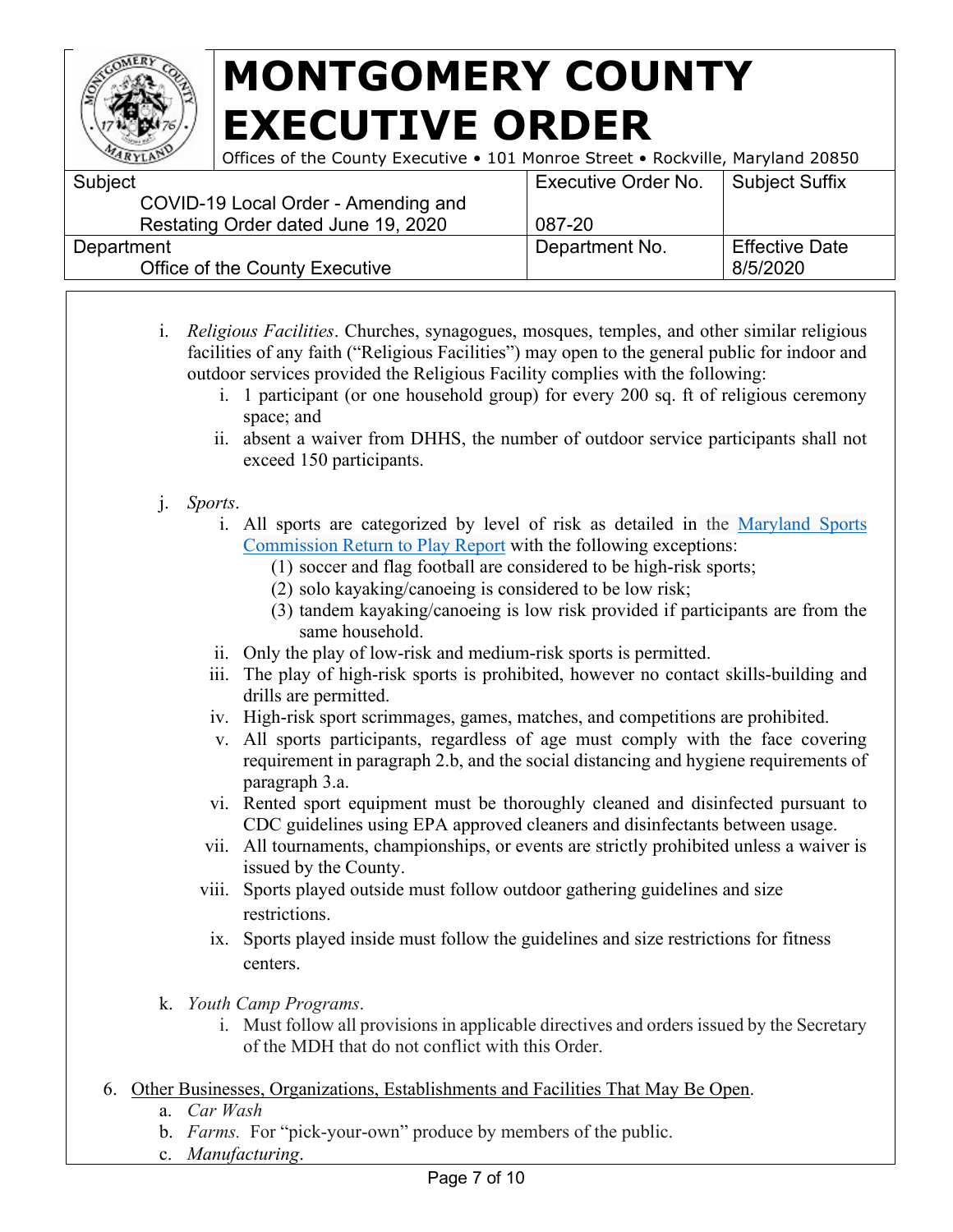i. *Religious Facilities*. Churches, synagogues, mosques, temples, and other similar religious facilities of any faith ("Religious Facilities") may open to the general public for indoor and outdoor services provided the Religious Facility complies with the following:
   i. 1 participant (or one household group) for every 200 sq. ft of religious ceremony space; and
   ii. absent a waiver from DHHS, the number of outdoor service participants shall not exceed 150 participants.

j. *Sports*.
   i. All sports are categorized by level of risk as detailed in the [Maryland Sports Commission Return to Play Report] with the following exceptions:
      (1) soccer and flag football are considered to be high-risk sports;
      (2) solo kayaking/canoeing is considered to be low risk;
      (3) tandem kayaking/canoeing is low risk provided if participants are from the same household.
   ii. Only the play of low-risk and medium-risk sports is permitted.
   iii. The play of high-risk sports is prohibited, however no contact skills-building and drills are permitted.
   iv. High-risk sport scrimmages, games, matches, and competitions are prohibited.
   v. All sports participants, regardless of age must comply with the face covering requirement in paragraph 2.b, and the social distancing and hygiene requirements of paragraph 3.a.
   vi. Rented sport equipment must be thoroughly cleaned and disinfected pursuant to CDC guidelines using EPA approved cleaners and disinfectants between usage.
   vii. All tournaments, championships, or events are strictly prohibited unless a waiver is issued by the County.
   viii. Sports played outside must follow outdoor gathering guidelines and size restrictions.
   ix. Sports played inside must follow the guidelines and size restrictions for fitness centers.

k. *Youth Camp Programs*.
   i. Must follow all provisions in applicable directives and orders issued by the Secretary of the MDH that do not conflict with this Order.

6. Other Businesses, Organizations, Establishments and Facilities That May Be Open.
   a. *Car Wash*
   b. *Farms.* For "pick-your-own" produce by members of the public.
   c. *Manufacturing*.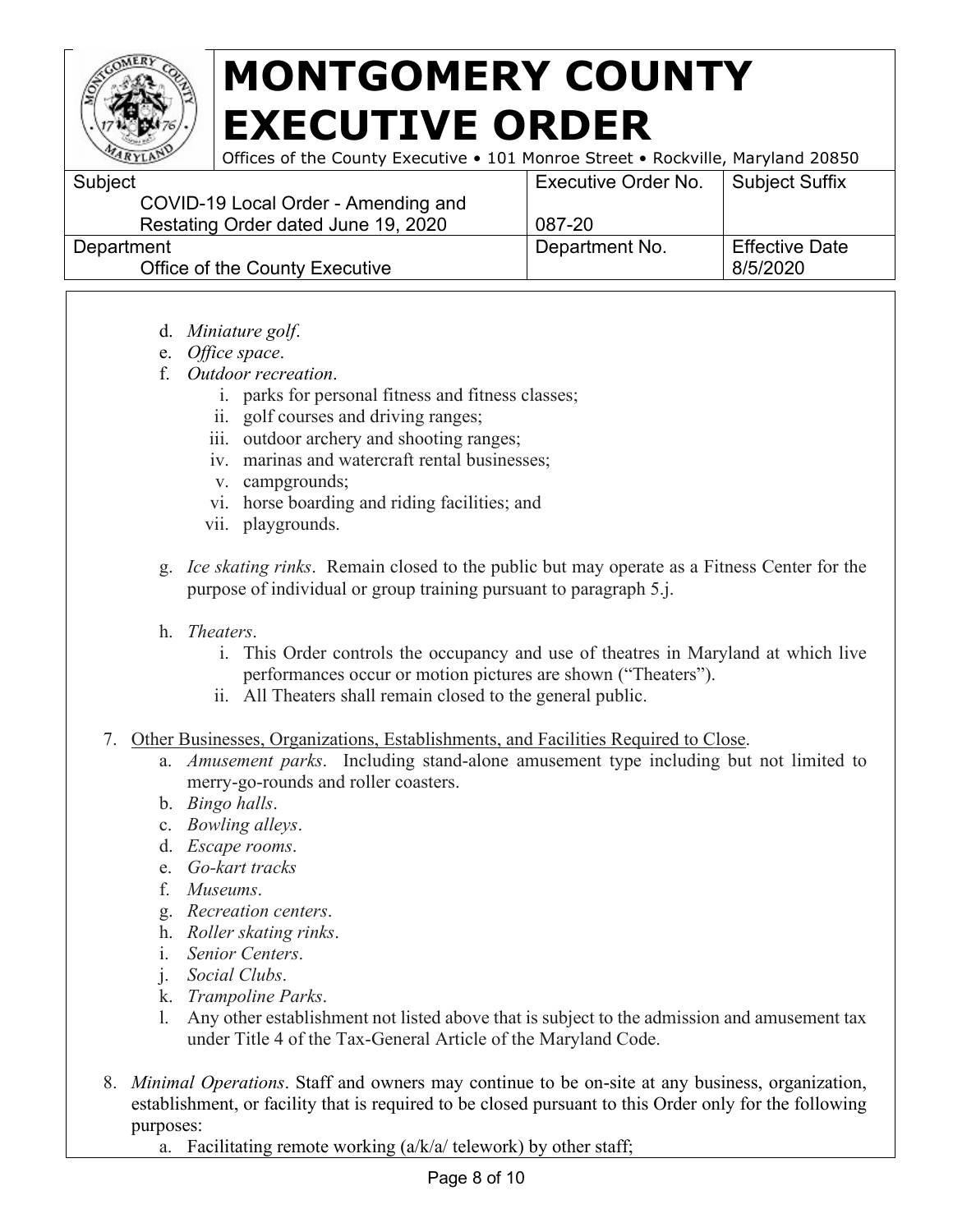d. *Miniature golf*.
e. *Office space*.
f. *Outdoor recreation*.
    i. parks for personal fitness and fitness classes;
    ii. golf courses and driving ranges;
    iii. outdoor archery and shooting ranges;
    iv. marinas and watercraft rental businesses;
    v. campgrounds;
    vi. horse boarding and riding facilities; and
    vii. playgrounds.

g. *Ice skating rinks*. Remain closed to the public but may operate as a Fitness Center for the purpose of individual or group training pursuant to paragraph 5.j.

h. *Theaters*.
    i. This Order controls the occupancy and use of theatres in Maryland at which live performances occur or motion pictures are shown ("Theaters").
    ii. All Theaters shall remain closed to the general public.

7. Other Businesses, Organizations, Establishments, and Facilities Required to Close.
    a. *Amusement parks*. Including stand-alone amusement type including but not limited to merry-go-rounds and roller coasters.
    b. *Bingo halls*.
    c. *Bowling alleys*.
    d. *Escape rooms*.
    e. *Go-kart tracks*
    f. *Museums*.
    g. *Recreation centers*.
    h. *Roller skating rinks*.
    i. *Senior Centers*.
    j. *Social Clubs*.
    k. *Trampoline Parks*.
    l. Any other establishment not listed above that is subject to the admission and amusement tax under Title 4 of the Tax-General Article of the Maryland Code.

8. *Minimal Operations*. Staff and owners may continue to be on-site at any business, organization, establishment, or facility that is required to be closed pursuant to this Order only for the following purposes:
    a. Facilitating remote working (a/k/a/ telework) by other staff;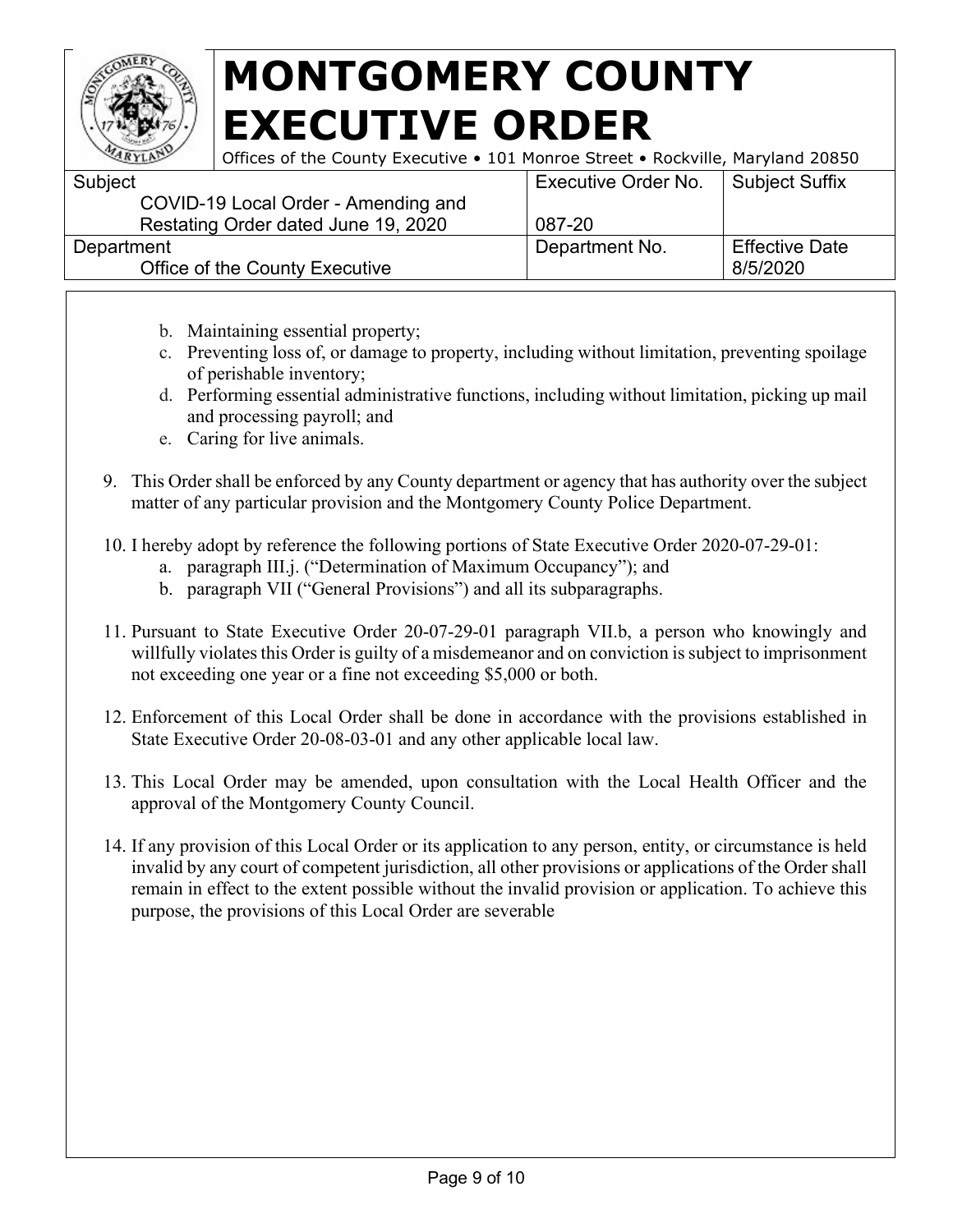b. Maintaining essential property;
c. Preventing loss of, or damage to property, including without limitation, preventing spoilage of perishable inventory;
d. Performing essential administrative functions, including without limitation, picking up mail and processing payroll; and
e. Caring for live animals.

9. This Order shall be enforced by any County department or agency that has authority over the subject matter of any particular provision and the Montgomery County Police Department.

10. I hereby adopt by reference the following portions of State Executive Order 2020-07-29-01:
    a. paragraph III.j. ("Determination of Maximum Occupancy"); and
    b. paragraph VII ("General Provisions") and all its subparagraphs.

11. Pursuant to State Executive Order 20-07-29-01 paragraph VII.b, a person who knowingly and willfully violates this Order is guilty of a misdemeanor and on conviction is subject to imprisonment not exceeding one year or a fine not exceeding $5,000 or both.

12. Enforcement of this Local Order shall be done in accordance with the provisions established in State Executive Order 20-08-03-01 and any other applicable local law.

13. This Local Order may be amended, upon consultation with the Local Health Officer and the approval of the Montgomery County Council.

14. If any provision of this Local Order or its application to any person, entity, or circumstance is held invalid by any court of competent jurisdiction, all other provisions or applications of the Order shall remain in effect to the extent possible without the invalid provision or application. To achieve this purpose, the provisions of this Local Order are severable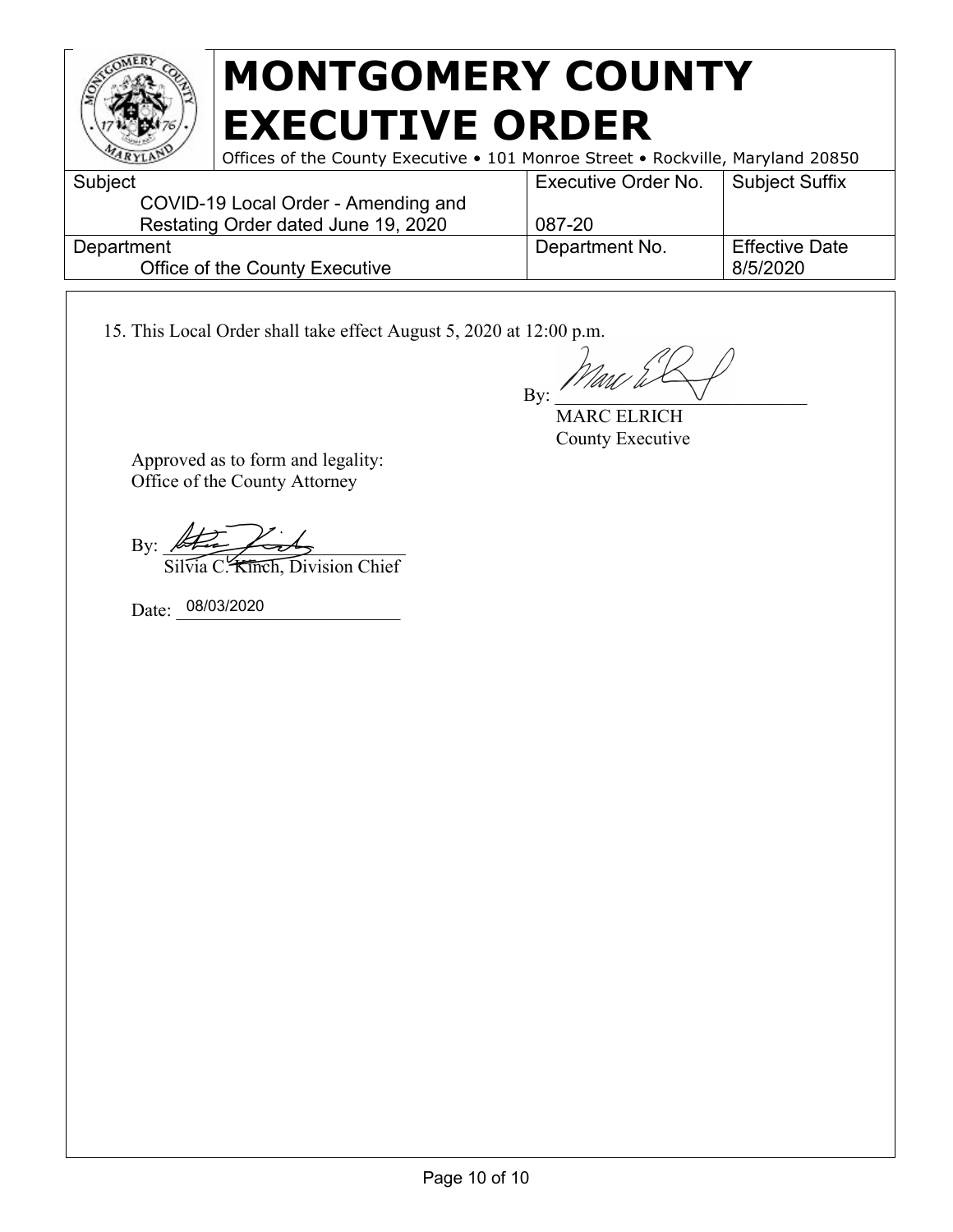# MONTGOMERY COUNTY EXECUTIVE ORDER

Offices of the County Executive • 101 Monroe Street • Rockville, Maryland 20850

| Subject | Executive Order No. | Subject Suffix |
|---|---|---|
| COVID-19 Local Order - Amending and Restating Order dated June 19, 2020 | 087-20 | |
| **Department** | **Department No.** | **Effective Date** |
| Office of the County Executive | | 8/5/2020 |

15. This Local Order shall take effect August 5, 2020 at 12:00 p.m.

By: ____________________
MARC ELRICH
County Executive

Approved as to form and legality:
Office of the County Attorney

By: ____________________
Silvia C. Kinch, Division Chief

Date: 08/03/2020